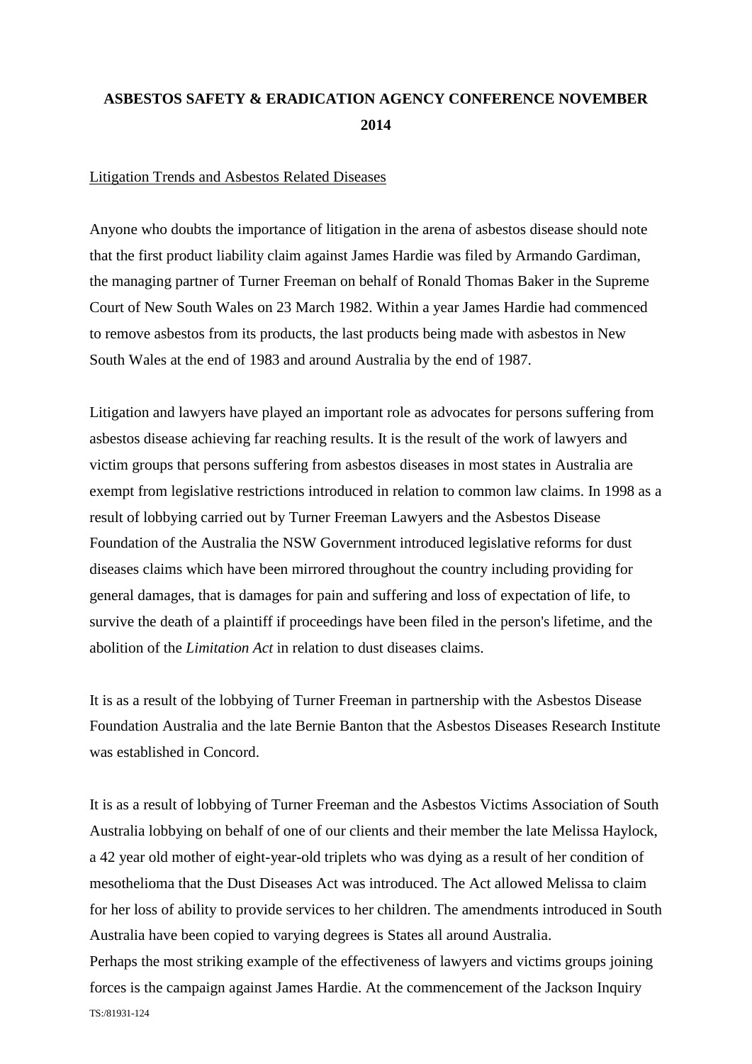# ASBESTOS SAFETY & ERADICATION AGENCY CONFERENCE NOVEMBER 2014

Litigation Trends and Asbestos Related Diseases

Anyone who doubts the importance of litigation in the arena of asbestos disease should note that the first product liability claim against James Hardie was filed by Armando Gardiman, the managing partner of Turner Freeman on behalf of Ronald Thomas Baker in the Supreme Court of New South Wales on 23 March 1982. Within a year James Hardie had commenced to remove asbestos from its products, the last products being made with asbestos in New South Wales at the end of 1983 and around Australia by the end of 1987.

Litigation and lawyers have played an important role as advocates for persons suffering from asbestos disease achieving far reaching results. It is the result of the work of lawyers and victim groups that persons suffering from asbestos diseases in most states in Australia are exempt from legislative restrictions introduced in relation to common law claims. In 1998 as a result of lobbying carried out by Turner Freeman Lawyers and the Asbestos Disease Foundation of the Australia the NSW Government introduced legislative reforms for dust diseases claims which have been mirrored throughout the country including providing for general damages, that is damages for pain and suffering and loss of expectation of life, to survive the death of a plaintiff if proceedings have been filed in the person's lifetime, and the abolition of the *Limitation Act* in relation to dust diseases claims.

It is as a result of the lobbying of Turner Freeman in partnership with the Asbestos Disease Foundation Australia and the late Bernie Banton that the Asbestos Diseases Research Institute was established in Concord.

It is as a result of lobbying of Turner Freeman and the Asbestos Victims Association of South Australia lobbying on behalf of one of our clients and their member the late Melissa Haylock, a 42 year old mother of eight-year-old triplets who was dying as a result of her condition of mesothelioma that the Dust Diseases Act was introduced. The Act allowed Melissa to claim for her loss of ability to provide services to her children. The amendments introduced in South Australia have been copied to varying degrees is States all around Australia.

Perhaps the most striking example of the effectiveness of lawyers and victims groups joining forces is the campaign against James Hardie. At the commencement of the Jackson Inquiry

TS:/81931-124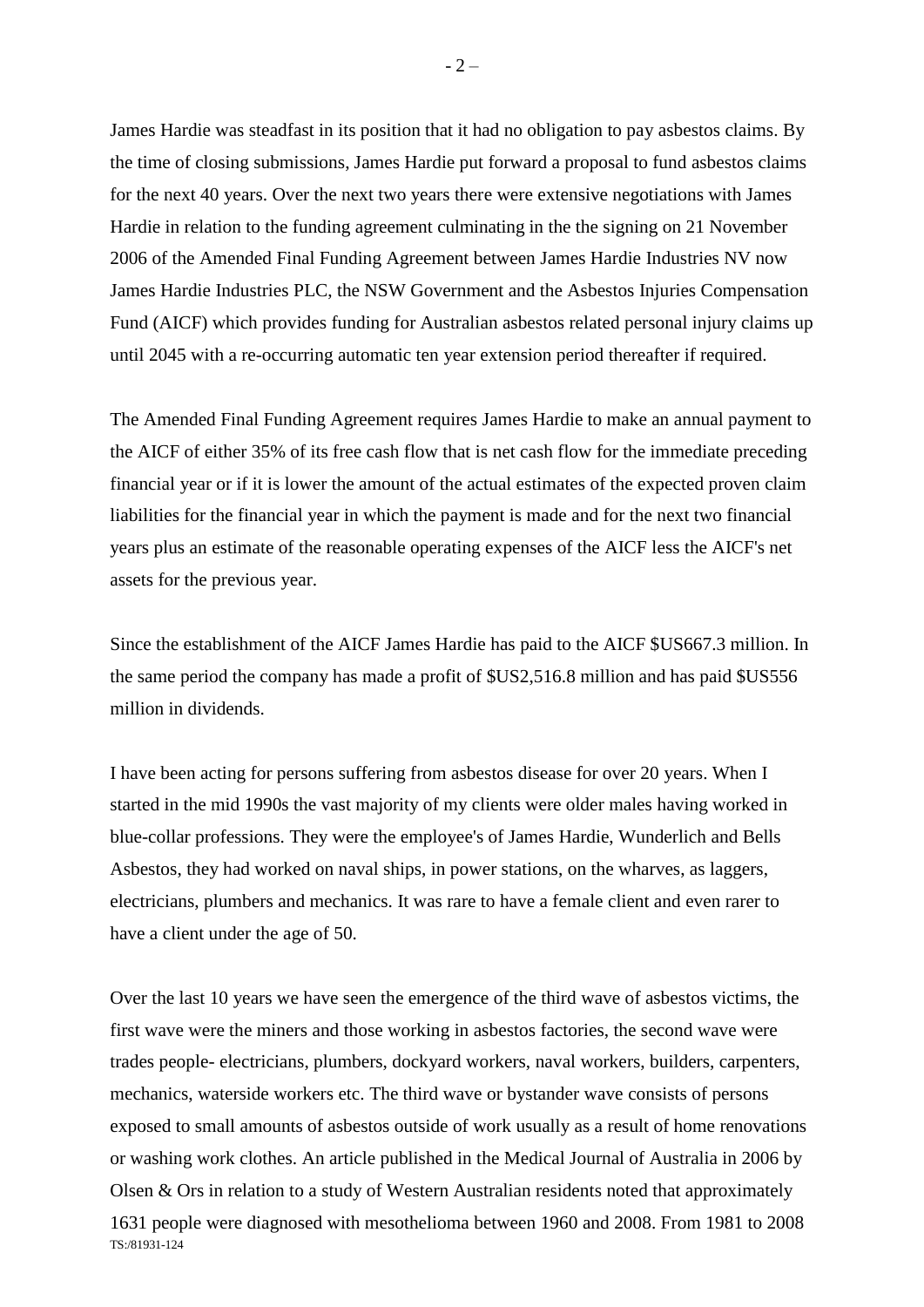James Hardie was steadfast in its position that it had no obligation to pay asbestos claims. By the time of closing submissions, James Hardie put forward a proposal to fund asbestos claims for the next 40 years. Over the next two years there were extensive negotiations with James Hardie in relation to the funding agreement culminating in the the signing on 21 November 2006 of the Amended Final Funding Agreement between James Hardie Industries NV now James Hardie Industries PLC, the NSW Government and the Asbestos Injuries Compensation Fund (AICF) which provides funding for Australian asbestos related personal injury claims up until 2045 with a re-occurring automatic ten year extension period thereafter if required.

The Amended Final Funding Agreement requires James Hardie to make an annual payment to the AICF of either 35% of its free cash flow that is net cash flow for the immediate preceding financial year or if it is lower the amount of the actual estimates of the expected proven claim liabilities for the financial year in which the payment is made and for the next two financial years plus an estimate of the reasonable operating expenses of the AICF less the AICF's net assets for the previous year.

Since the establishment of the AICF James Hardie has paid to the AICF $US667.3 million. In the same period the company has made a profit of $US2,516.8 million and has paid $US556 million in dividends.

I have been acting for persons suffering from asbestos disease for over 20 years. When I started in the mid 1990s the vast majority of my clients were older males having worked in blue-collar professions. They were the employee's of James Hardie, Wunderlich and Bells Asbestos, they had worked on naval ships, in power stations, on the wharves, as laggers, electricians, plumbers and mechanics. It was rare to have a female client and even rarer to have a client under the age of 50.

Over the last 10 years we have seen the emergence of the third wave of asbestos victims, the first wave were the miners and those working in asbestos factories, the second wave were trades people- electricians, plumbers, dockyard workers, naval workers, builders, carpenters, mechanics, waterside workers etc. The third wave or bystander wave consists of persons exposed to small amounts of asbestos outside of work usually as a result of home renovations or washing work clothes. An article published in the Medical Journal of Australia in 2006 by Olsen & Ors in relation to a study of Western Australian residents noted that approximately 1631 people were diagnosed with mesothelioma between 1960 and 2008. From 1981 to 2008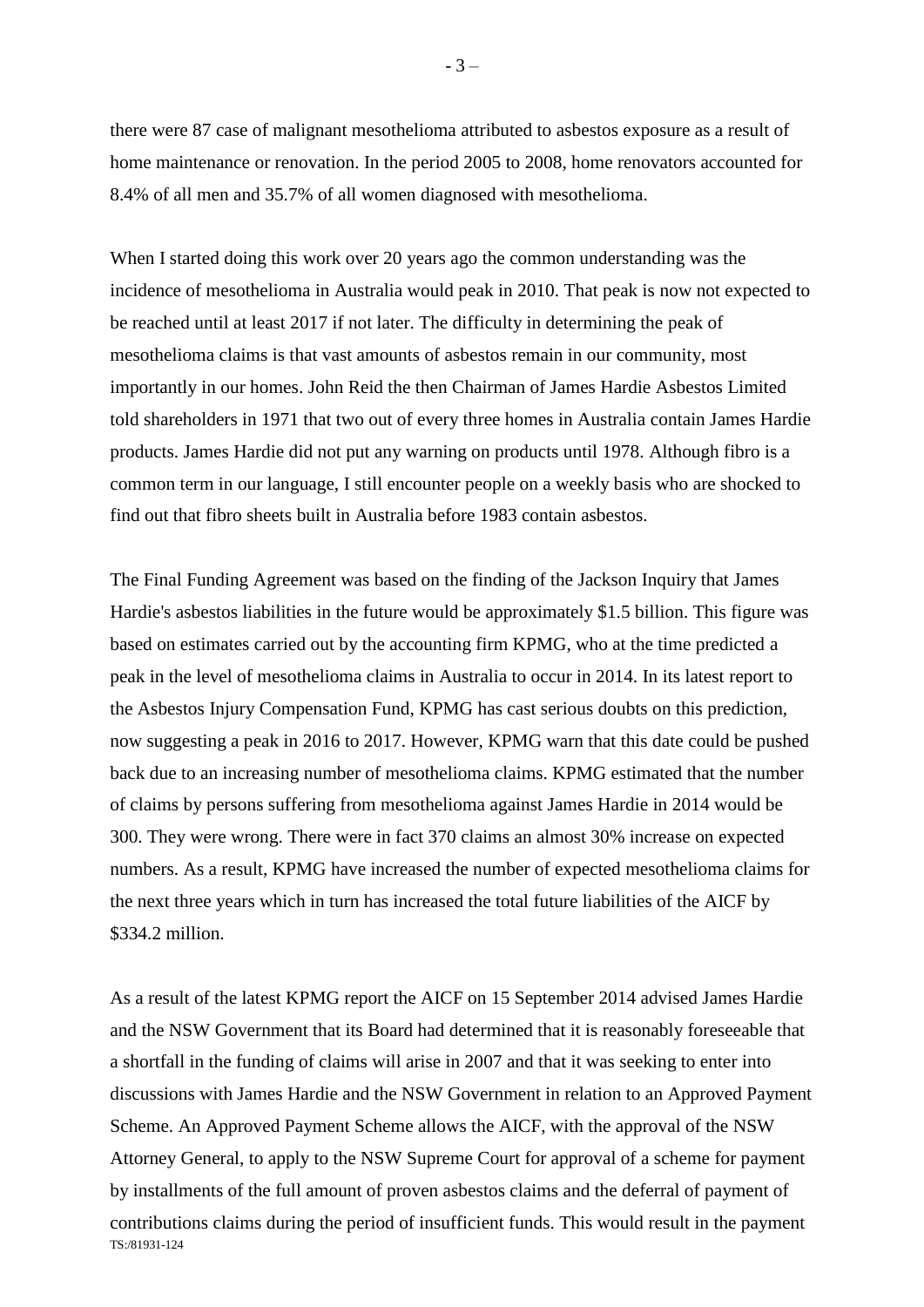there were 87 case of malignant mesothelioma attributed to asbestos exposure as a result of home maintenance or renovation. In the period 2005 to 2008, home renovators accounted for 8.4% of all men and 35.7% of all women diagnosed with mesothelioma.

When I started doing this work over 20 years ago the common understanding was the incidence of mesothelioma in Australia would peak in 2010. That peak is now not expected to be reached until at least 2017 if not later. The difficulty in determining the peak of mesothelioma claims is that vast amounts of asbestos remain in our community, most importantly in our homes. John Reid the then Chairman of James Hardie Asbestos Limited told shareholders in 1971 that two out of every three homes in Australia contain James Hardie products. James Hardie did not put any warning on products until 1978. Although fibro is a common term in our language, I still encounter people on a weekly basis who are shocked to find out that fibro sheets built in Australia before 1983 contain asbestos.

The Final Funding Agreement was based on the finding of the Jackson Inquiry that James Hardie's asbestos liabilities in the future would be approximately $1.5 billion. This figure was based on estimates carried out by the accounting firm KPMG, who at the time predicted a peak in the level of mesothelioma claims in Australia to occur in 2014. In its latest report to the Asbestos Injury Compensation Fund, KPMG has cast serious doubts on this prediction, now suggesting a peak in 2016 to 2017. However, KPMG warn that this date could be pushed back due to an increasing number of mesothelioma claims. KPMG estimated that the number of claims by persons suffering from mesothelioma against James Hardie in 2014 would be 300. They were wrong. There were in fact 370 claims an almost 30% increase on expected numbers. As a result, KPMG have increased the number of expected mesothelioma claims for the next three years which in turn has increased the total future liabilities of the AICF by $334.2 million.

As a result of the latest KPMG report the AICF on 15 September 2014 advised James Hardie and the NSW Government that its Board had determined that it is reasonably foreseeable that a shortfall in the funding of claims will arise in 2007 and that it was seeking to enter into discussions with James Hardie and the NSW Government in relation to an Approved Payment Scheme. An Approved Payment Scheme allows the AICF, with the approval of the NSW Attorney General, to apply to the NSW Supreme Court for approval of a scheme for payment by installments of the full amount of proven asbestos claims and the deferral of payment of contributions claims during the period of insufficient funds. This would result in the payment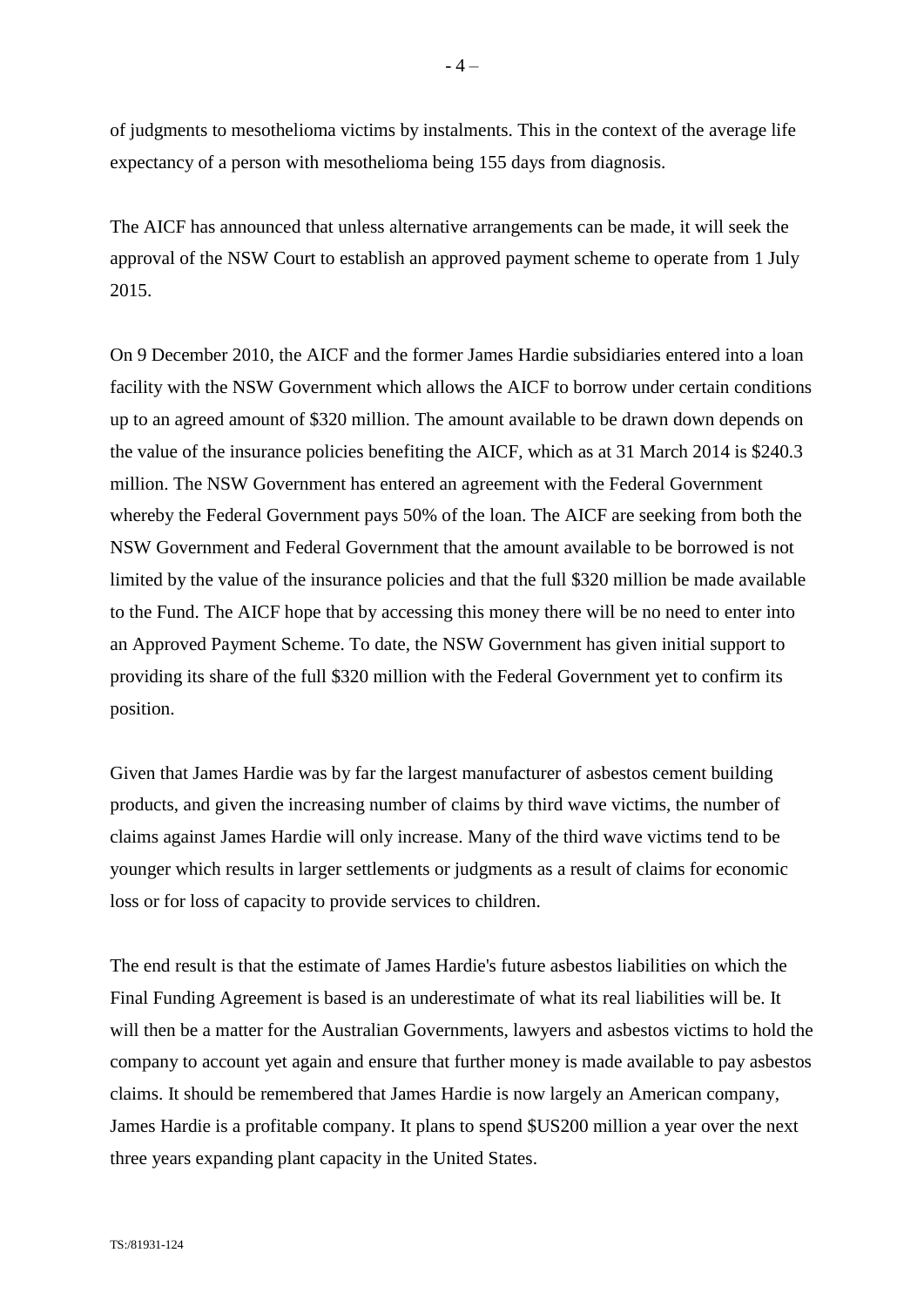of judgments to mesothelioma victims by instalments. This in the context of the average life expectancy of a person with mesothelioma being 155 days from diagnosis.

The AICF has announced that unless alternative arrangements can be made, it will seek the approval of the NSW Court to establish an approved payment scheme to operate from 1 July 2015.

On 9 December 2010, the AICF and the former James Hardie subsidiaries entered into a loan facility with the NSW Government which allows the AICF to borrow under certain conditions up to an agreed amount of $320 million. The amount available to be drawn down depends on the value of the insurance policies benefiting the AICF, which as at 31 March 2014 is $240.3 million. The NSW Government has entered an agreement with the Federal Government whereby the Federal Government pays 50% of the loan. The AICF are seeking from both the NSW Government and Federal Government that the amount available to be borrowed is not limited by the value of the insurance policies and that the full $320 million be made available to the Fund. The AICF hope that by accessing this money there will be no need to enter into an Approved Payment Scheme. To date, the NSW Government has given initial support to providing its share of the full $320 million with the Federal Government yet to confirm its position.

Given that James Hardie was by far the largest manufacturer of asbestos cement building products, and given the increasing number of claims by third wave victims, the number of claims against James Hardie will only increase. Many of the third wave victims tend to be younger which results in larger settlements or judgments as a result of claims for economic loss or for loss of capacity to provide services to children.

The end result is that the estimate of James Hardie's future asbestos liabilities on which the Final Funding Agreement is based is an underestimate of what its real liabilities will be. It will then be a matter for the Australian Governments, lawyers and asbestos victims to hold the company to account yet again and ensure that further money is made available to pay asbestos claims. It should be remembered that James Hardie is now largely an American company, James Hardie is a profitable company. It plans to spend $US200 million a year over the next three years expanding plant capacity in the United States.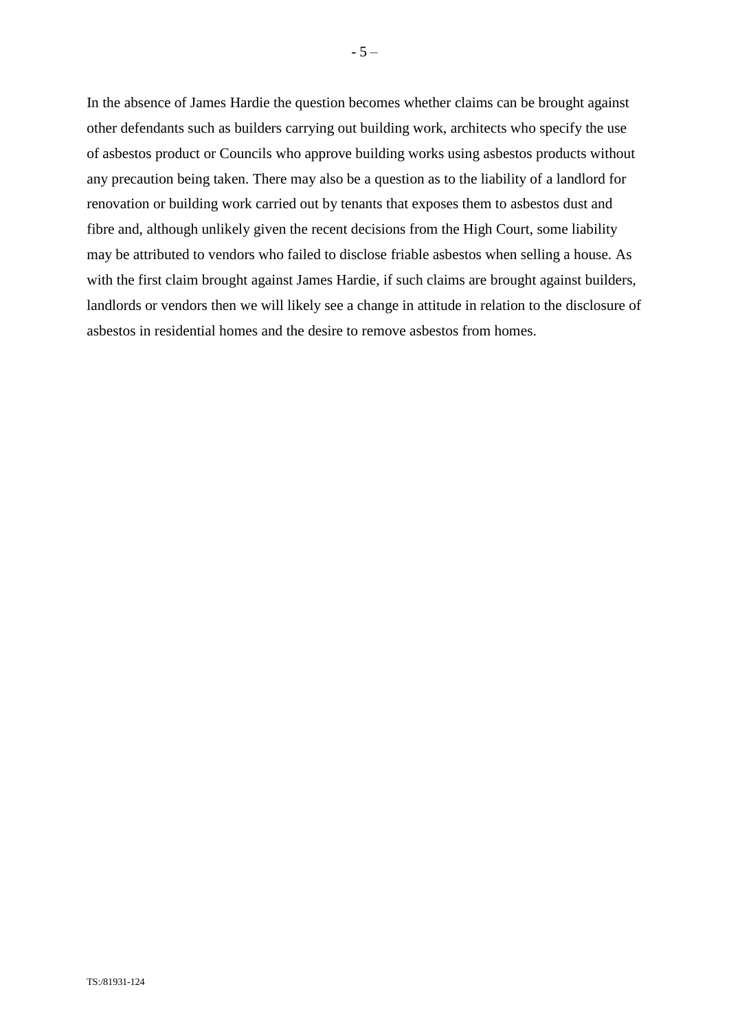In the absence of James Hardie the question becomes whether claims can be brought against other defendants such as builders carrying out building work, architects who specify the use of asbestos product or Councils who approve building works using asbestos products without any precaution being taken. There may also be a question as to the liability of a landlord for renovation or building work carried out by tenants that exposes them to asbestos dust and fibre and, although unlikely given the recent decisions from the High Court, some liability may be attributed to vendors who failed to disclose friable asbestos when selling a house. As with the first claim brought against James Hardie, if such claims are brought against builders, landlords or vendors then we will likely see a change in attitude in relation to the disclosure of asbestos in residential homes and the desire to remove asbestos from homes.